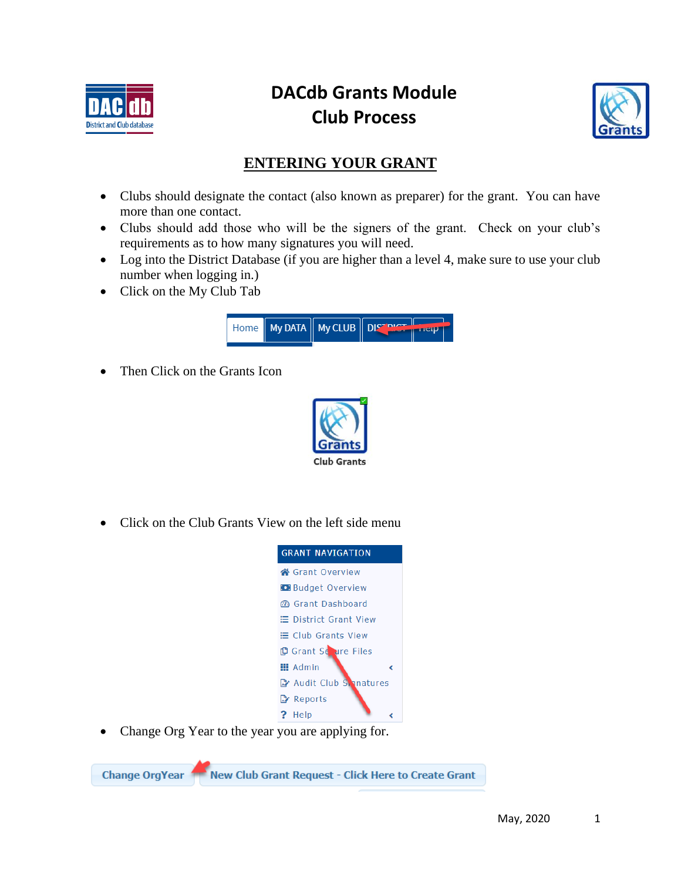# DACdb Grants Module
# Club Process

## ENTERING YOUR GRANT

- Clubs should designate the contact (also known as preparer) for the grant. You can have more than one contact.
- Clubs should add those who will be the signers of the grant. Check on your club's requirements as to how many signatures you will need.
- Log into the District Database (if you are higher than a level 4, make sure to use your club number when logging in.)
- Click on the My Club Tab

- Then Click on the Grants Icon

- Click on the Club Grants View on the left side menu

- Change Org Year to the year you are applying for.

May, 2020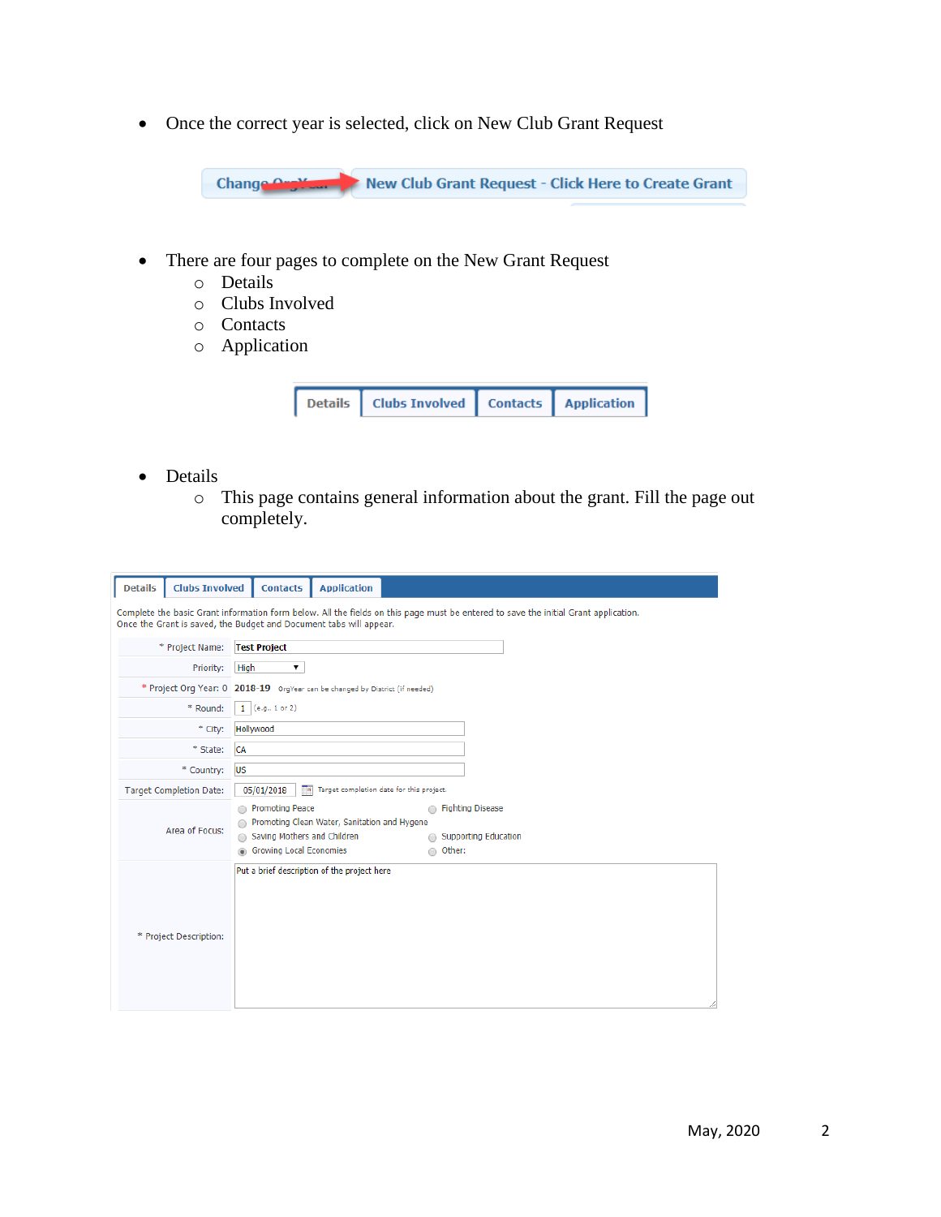- Once the correct year is selected, click on New Club Grant Request

Change OrgYear | New Club Grant Request - Click Here to Create Grant

- There are four pages to complete on the New Grant Request
  - Details
  - Clubs Involved
  - Contacts
  - Application

Details | Clubs Involved | Contacts | Application

- Details
  - This page contains general information about the grant. Fill the page out completely.

Details | Clubs Involved | Contacts | Application

Complete the basic Grant information form below. All the fields on this page must be entered to save the initial Grant application.
Once the Grant is saved, the Budget and Document tabs will appear.

| Field | Value |
| --- | --- |
| * Project Name: | Test Project |
| Priority: | High |
| * Project Org Year: 0 | 2018-19 OrgYear can be changed by District (if needed) |
| * Round: | 1 (e.g., 1 or 2) |
| * City: | Hollywood |
| * State: | CA |
| * Country: | US |
| Target Completion Date: | 05/01/2018 Target completion date for this project. |
| Area of Focus: | ○ Promoting Peace ○ Fighting Disease ○ Promoting Clean Water, Sanitation and Hygene ○ Saving Mothers and Children ○ Supporting Education ◉ Growing Local Economies ○ Other: |
| * Project Description: | Put a brief description of the project here |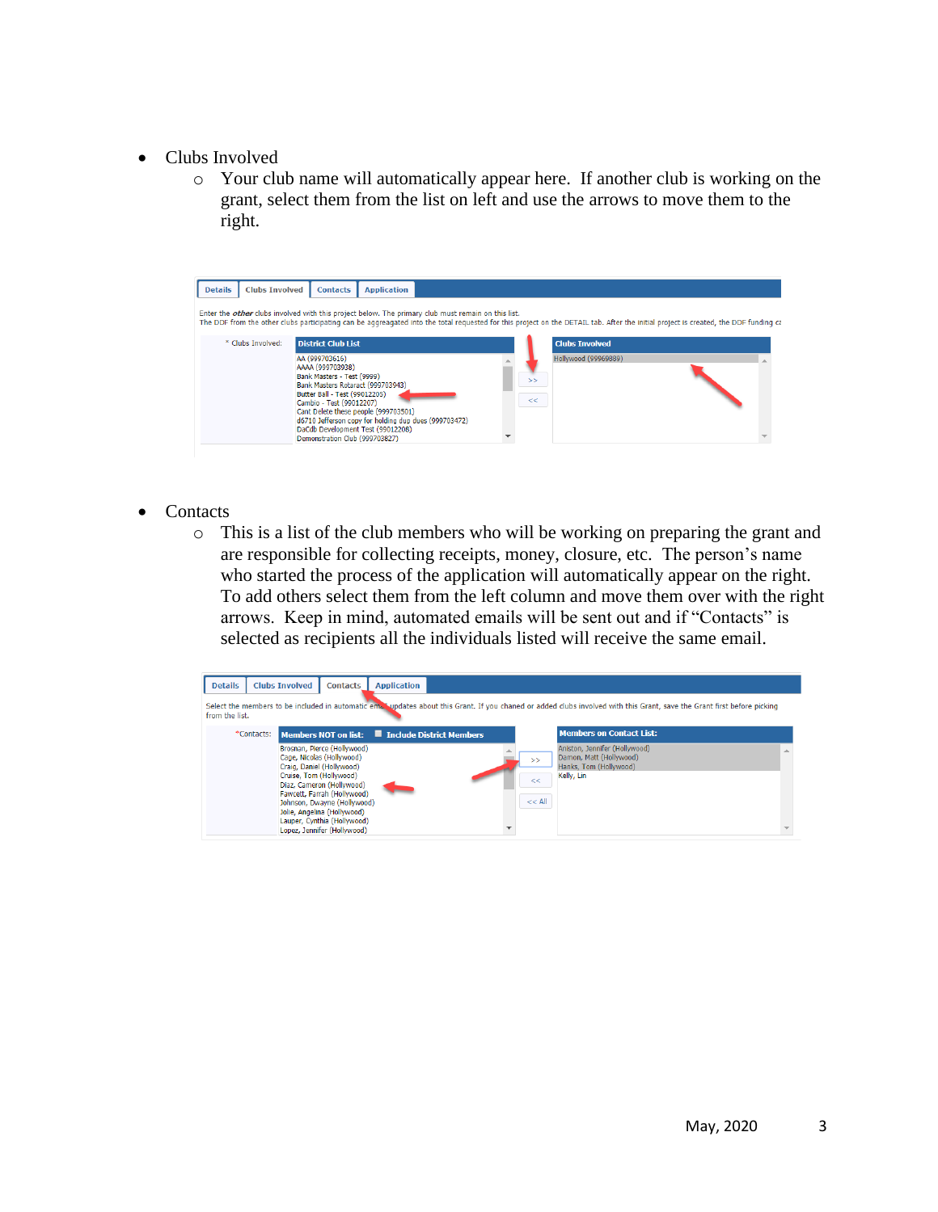- Clubs Involved
  - Your club name will automatically appear here. If another club is working on the grant, select them from the list on left and use the arrows to move them to the right.

- Contacts
  - This is a list of the club members who will be working on preparing the grant and are responsible for collecting receipts, money, closure, etc. The person's name who started the process of the application will automatically appear on the right. To add others select them from the left column and move them over with the right arrows. Keep in mind, automated emails will be sent out and if "Contacts" is selected as recipients all the individuals listed will receive the same email.

May, 2020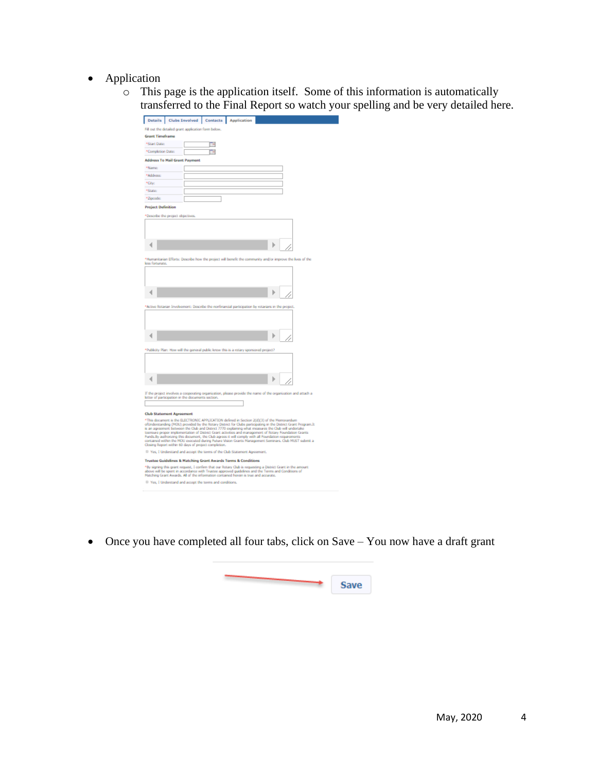- Application
    - This page is the application itself. Some of this information is automatically transferred to the Final Report so watch your spelling and be very detailed here.

- Once you have completed all four tabs, click on Save – You now have a draft grant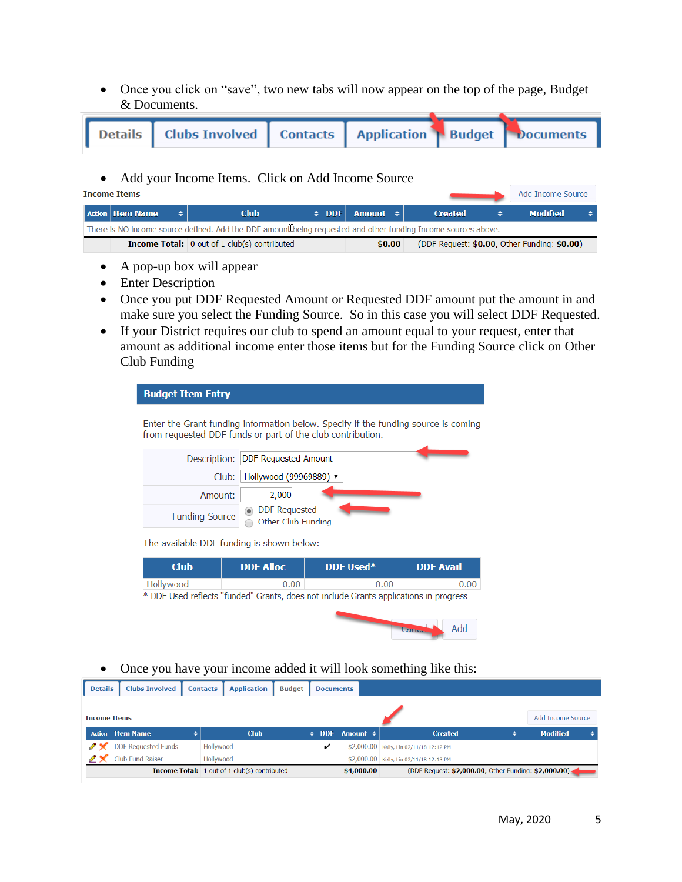- Once you click on "save", two new tabs will now appear on the top of the page, Budget & Documents.

Details | Clubs Involved | Contacts | Application | Budget | Documents

- Add your Income Items. Click on Add Income Source

**Income Items** — Add Income Source

| Action | Item Name | Club | DDF | Amount | Created | Modified |
|---|---|---|---|---|---|---|
| There is NO income source defined. Add the DDF amount being requested and other funding Income sources above. | | | | | | |
| | Income Total: | 0 out of 1 club(s) contributed | | $0.00 | (DDF Request: $0.00, Other Funding: $0.00) | |

- A pop-up box will appear
- Enter Description
- Once you put DDF Requested Amount or Requested DDF amount put the amount in and make sure you select the Funding Source. So in this case you will select DDF Requested.
- If your District requires our club to spend an amount equal to your request, enter that amount as additional income enter those items but for the Funding Source click on Other Club Funding

**Budget Item Entry**

Enter the Grant funding information below. Specify if the funding source is coming from requested DDF funds or part of the club contribution.

Description: DDF Requested Amount
Club: Hollywood (99969889)
Amount: 2,000
Funding Source: (•) DDF Requested ( ) Other Club Funding

The available DDF funding is shown below:

| Club | DDF Alloc | DDF Used* | DDF Avail |
|---|---|---|---|
| Hollywood | 0.00 | 0.00 | 0.00 |

\* DDF Used reflects "funded" Grants, does not include Grants applications in progress

Cancel | Add

- Once you have your income added it will look something like this:

Details | Clubs Involved | Contacts | Application | Budget | Documents

**Income Items** — Add Income Source

| Action | Item Name | Club | DDF | Amount | Created | Modified |
|---|---|---|---|---|---|---|
| | DDF Requested Funds | Hollywood | ✔ | $2,000.00 | Kelly, Lin 02/11/18 12:12 PM | |
| | Club Fund Raiser | Hollywood | | $2,000.00 | Kelly, Lin 02/11/18 12:13 PM | |
| | Income Total: | 1 out of 1 club(s) contributed | | $4,000.00 | (DDF Request: $2,000.00, Other Funding: $2,000.00) | |

May, 2020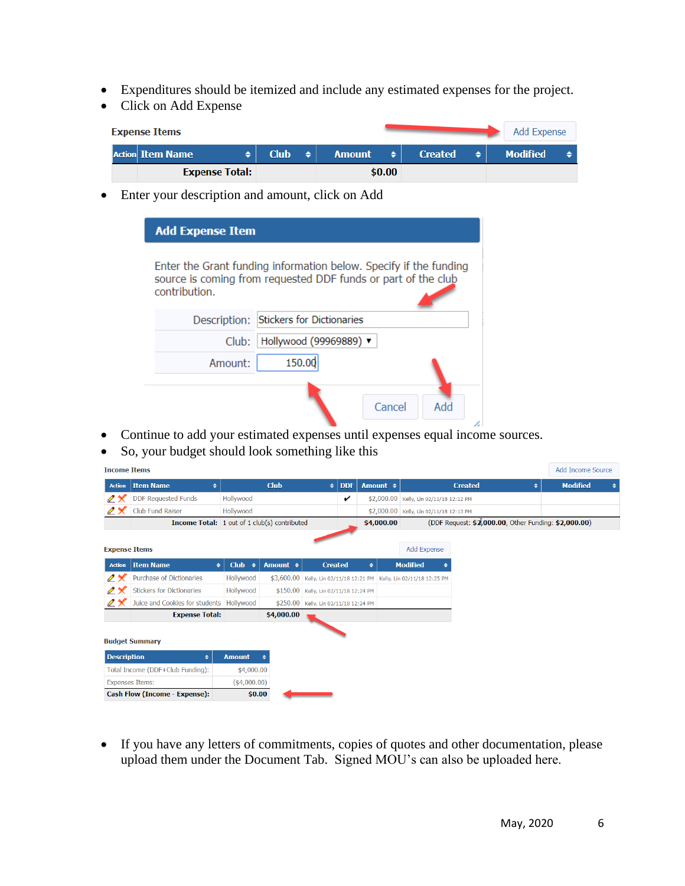- Expenditures should be itemized and include any estimated expenses for the project.
- Click on Add Expense

**Expense Items** Add Expense

| Action | Item Name | Club | Amount | Created | Modified |
|---|---|---|---|---|---|
| | Expense Total: | | $0.00 | | |

- Enter your description and amount, click on Add

**Add Expense Item**

Enter the Grant funding information below. Specify if the funding source is coming from requested DDF funds or part of the club contribution.

Description: Stickers for Dictionaries

Club: Hollywood (99969889)

Amount: 150.00

Cancel Add

- Continue to add your estimated expenses until expenses equal income sources.
- So, your budget should look something like this

**Income Items** Add Income Source

| Action | Item Name | Club | DDF | Amount | Created | Modified |
|---|---|---|---|---|---|---|
| | DDF Requested Funds | Hollywood | ✔ | $2,000.00 | Kelly, Lin 02/11/18 12:12 PM | |
| | Club Fund Raiser | Hollywood | | $2,000.00 | Kelly, Lin 02/11/18 12:13 PM | |
| | Income Total: | 1 out of 1 club(s) contributed | | $4,000.00 | (DDF Request: $2,000.00, Other Funding: $2,000.00) | |

**Expense Items** Add Expense

| Action | Item Name | Club | Amount | Created | Modified |
|---|---|---|---|---|---|
| | Purchase of Dictionaries | Hollywood | $3,600.00 | Kelly, Lin 02/11/18 12:21 PM | Kelly, Lin 02/11/18 12:25 PM |
| | Stickers for Dictionaries | Hollywood | $150.00 | Kelly, Lin 02/11/18 12:24 PM | |
| | Juice and Cookies for students | Hollywood | $250.00 | Kelly, Lin 02/11/18 12:24 PM | |
| | Expense Total: | | $4,000.00 | | |

**Budget Summary**

| Description | Amount |
|---|---|
| Total Income (DDF+Club Funding): | $4,000.00 |
| Expenses Items: | ($4,000.00) |
| Cash Flow (Income - Expense): | $0.00 |

- If you have any letters of commitments, copies of quotes and other documentation, please upload them under the Document Tab. Signed MOU's can also be uploaded here.

May, 2020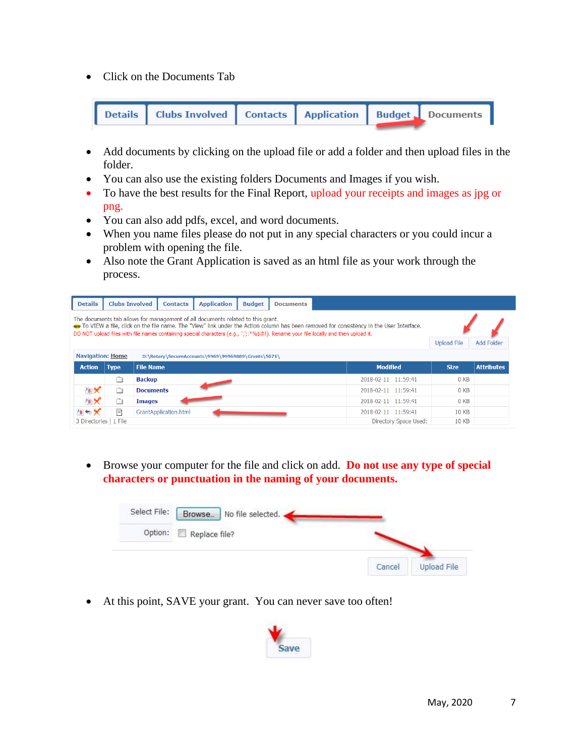- Click on the Documents Tab

- Add documents by clicking on the upload file or add a folder and then upload files in the folder.
- You can also use the existing folders Documents and Images if you wish.
- To have the best results for the Final Report, upload your receipts and images as jpg or png.
- You can also add pdfs, excel, and word documents.
- When you name files please do not put in any special characters or you could incur a problem with opening the file.
- Also note the Grant Application is saved as an html file as your work through the process.

- Browse your computer for the file and click on add. **Do not use any type of special characters or punctuation in the naming of your documents.**

- At this point, SAVE your grant. You can never save too often!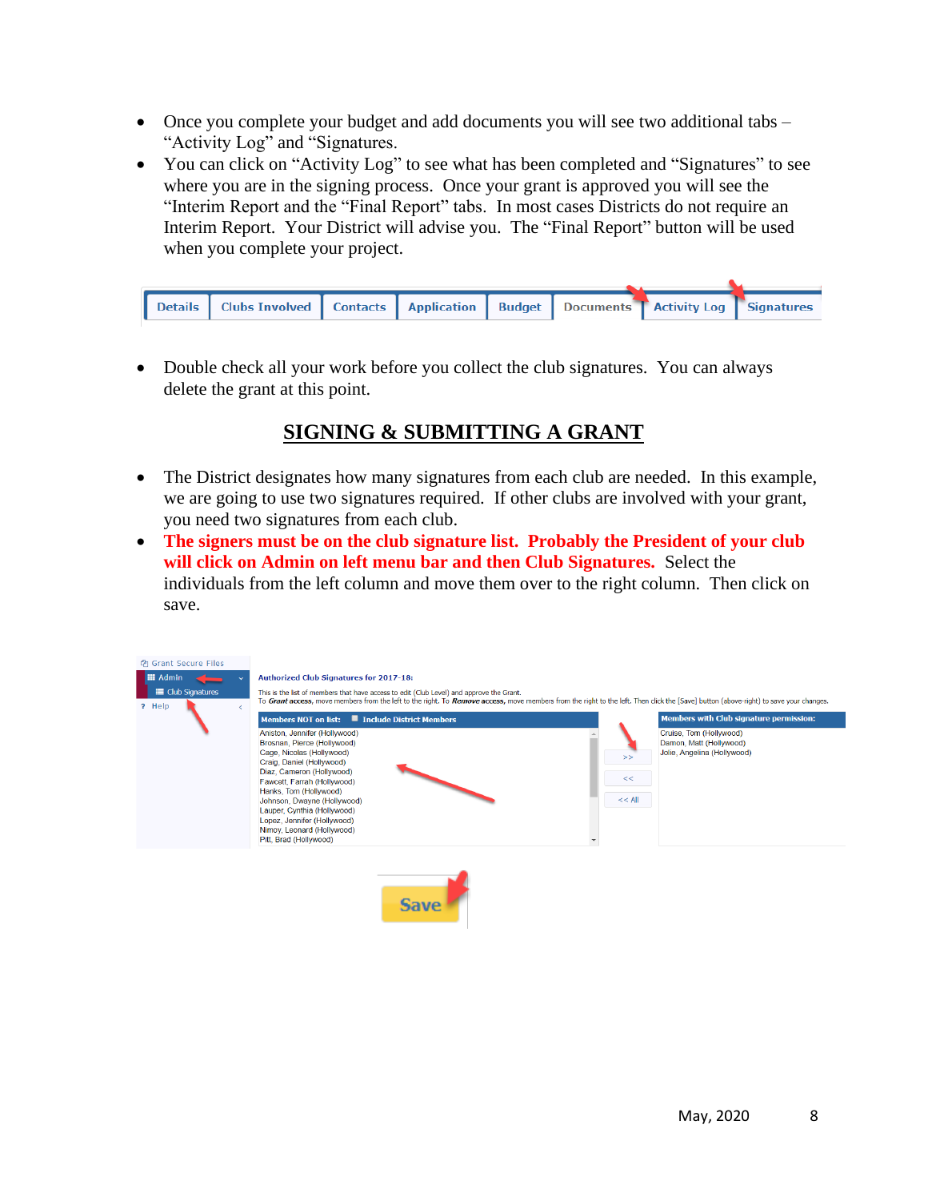- Once you complete your budget and add documents you will see two additional tabs – “Activity Log” and “Signatures.
- You can click on “Activity Log” to see what has been completed and “Signatures” to see where you are in the signing process. Once your grant is approved you will see the “Interim Report and the “Final Report” tabs. In most cases Districts do not require an Interim Report. Your District will advise you. The “Final Report” button will be used when you complete your project.

Details | Clubs Involved | Contacts | Application | Budget | Documents | Activity Log | Signatures

- Double check all your work before you collect the club signatures. You can always delete the grant at this point.

## SIGNING & SUBMITTING A GRANT

- The District designates how many signatures from each club are needed. In this example, we are going to use two signatures required. If other clubs are involved with your grant, you need two signatures from each club.
- **The signers must be on the club signature list. Probably the President of your club will click on Admin on left menu bar and then Club Signatures.** Select the individuals from the left column and move them over to the right column. Then click on save.

Grant Secure Files
Admin
Club Signatures
Help

**Authorized Club Signatures for 2017-18:**

This is the list of members that have access to edit (Club Level) and approve the Grant.
To *Grant access*, move members from the left to the right. To *Remove access*, move members from the right to the left. Then click the [Save] button (above-right) to save your changes.

| Members NOT on list: ☐ Include District Members | | Members with Club signature permission: |
|---|---|---|
| Aniston, Jennifer (Hollywood) | >> | Cruise, Tom (Hollywood) |
| Brosnan, Pierce (Hollywood) | << | Damon, Matt (Hollywood) |
| Cage, Nicolas (Hollywood) | << All | Jolie, Angelina (Hollywood) |
| Craig, Daniel (Hollywood) | | |
| Diaz, Cameron (Hollywood) | | |
| Fawcett, Farrah (Hollywood) | | |
| Hanks, Tom (Hollywood) | | |
| Johnson, Dwayne (Hollywood) | | |
| Lauper, Cynthia (Hollywood) | | |
| Lopez, Jennifer (Hollywood) | | |
| Nimoy, Leonard (Hollywood) | | |
| Pitt, Brad (Hollywood) | | |

Save

May, 2020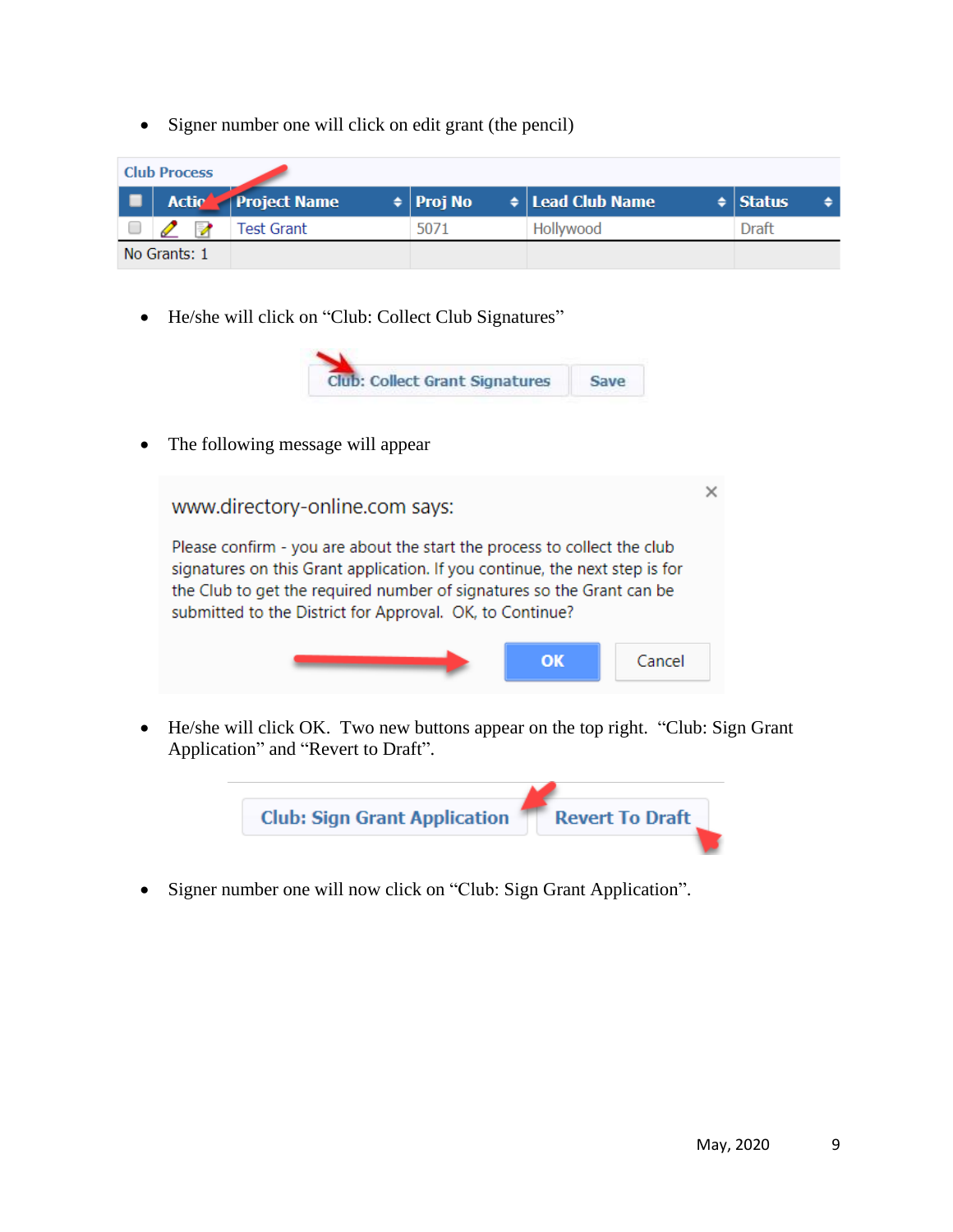- Signer number one will click on edit grant (the pencil)

| Club Process | | | | |
|---|---|---|---|---|
| Actio | Project Name | Proj No | Lead Club Name | Status |
| | Test Grant | 5071 | Hollywood | Draft |
| No Grants: 1 | | | | |

- He/she will click on "Club: Collect Club Signatures"

Club: Collect Grant Signatures | Save

- The following message will appear

www.directory-online.com says:

Please confirm - you are about the start the process to collect the club signatures on this Grant application. If you continue, the next step is for the Club to get the required number of signatures so the Grant can be submitted to the District for Approval. OK, to Continue?

OK | Cancel

- He/she will click OK. Two new buttons appear on the top right. "Club: Sign Grant Application" and "Revert to Draft".

Club: Sign Grant Application | Revert To Draft

- Signer number one will now click on "Club: Sign Grant Application".

May, 2020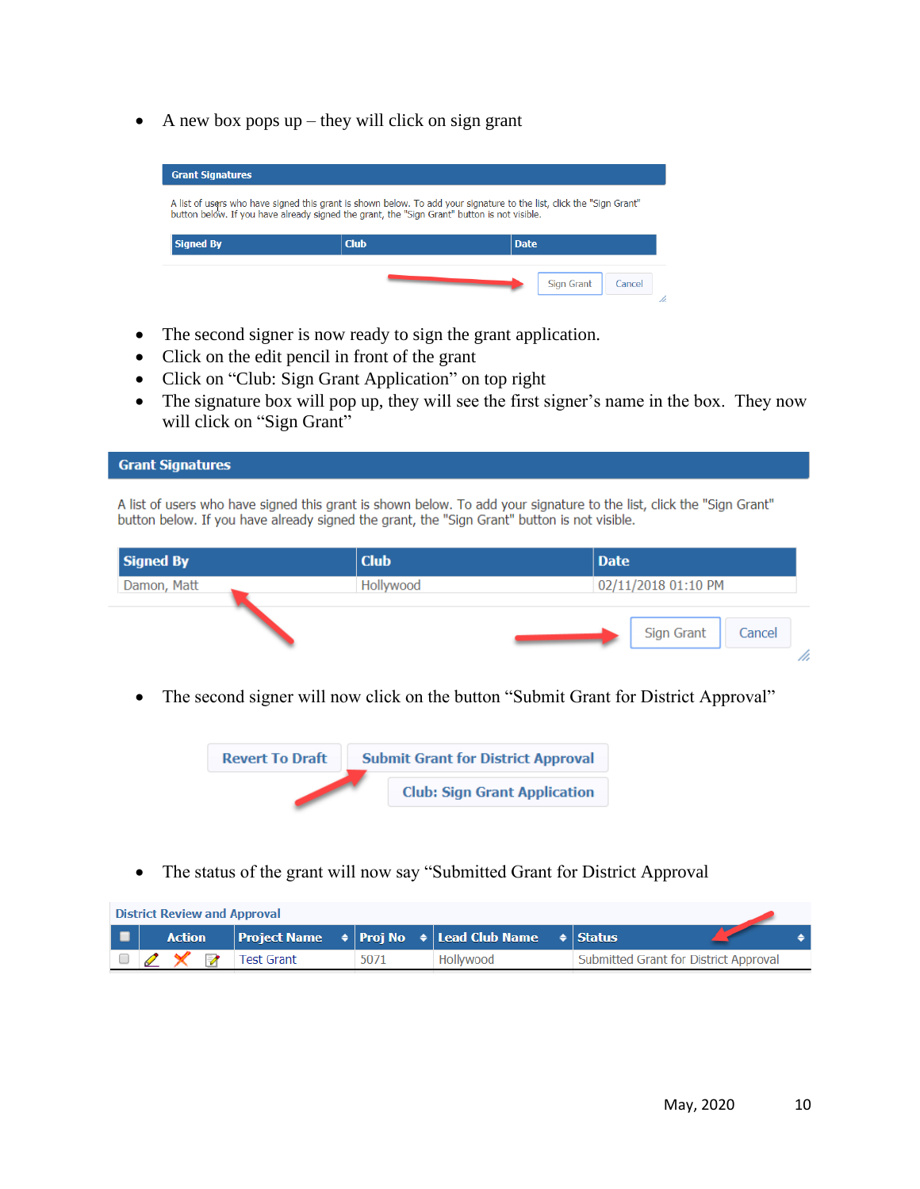- A new box pops up – they will click on sign grant

**Grant Signatures**

A list of users who have signed this grant is shown below. To add your signature to the list, click the "Sign Grant" button below. If you have already signed the grant, the "Sign Grant" button is not visible.

| Signed By | Club | Date |
|---|---|---|

Sign Grant | Cancel

- The second signer is now ready to sign the grant application.
- Click on the edit pencil in front of the grant
- Click on "Club: Sign Grant Application" on top right
- The signature box will pop up, they will see the first signer's name in the box. They now will click on "Sign Grant"

**Grant Signatures**

A list of users who have signed this grant is shown below. To add your signature to the list, click the "Sign Grant" button below. If you have already signed the grant, the "Sign Grant" button is not visible.

| Signed By | Club | Date |
|---|---|---|
| Damon, Matt | Hollywood | 02/11/2018 01:10 PM |

Sign Grant | Cancel

- The second signer will now click on the button "Submit Grant for District Approval"

Revert To Draft | Submit Grant for District Approval | Club: Sign Grant Application

- The status of the grant will now say "Submitted Grant for District Approval

**District Review and Approval**

| | Action | Project Name | Proj No | Lead Club Name | Status |
|---|---|---|---|---|---|
| | | Test Grant | 5071 | Hollywood | Submitted Grant for District Approval |

May, 2020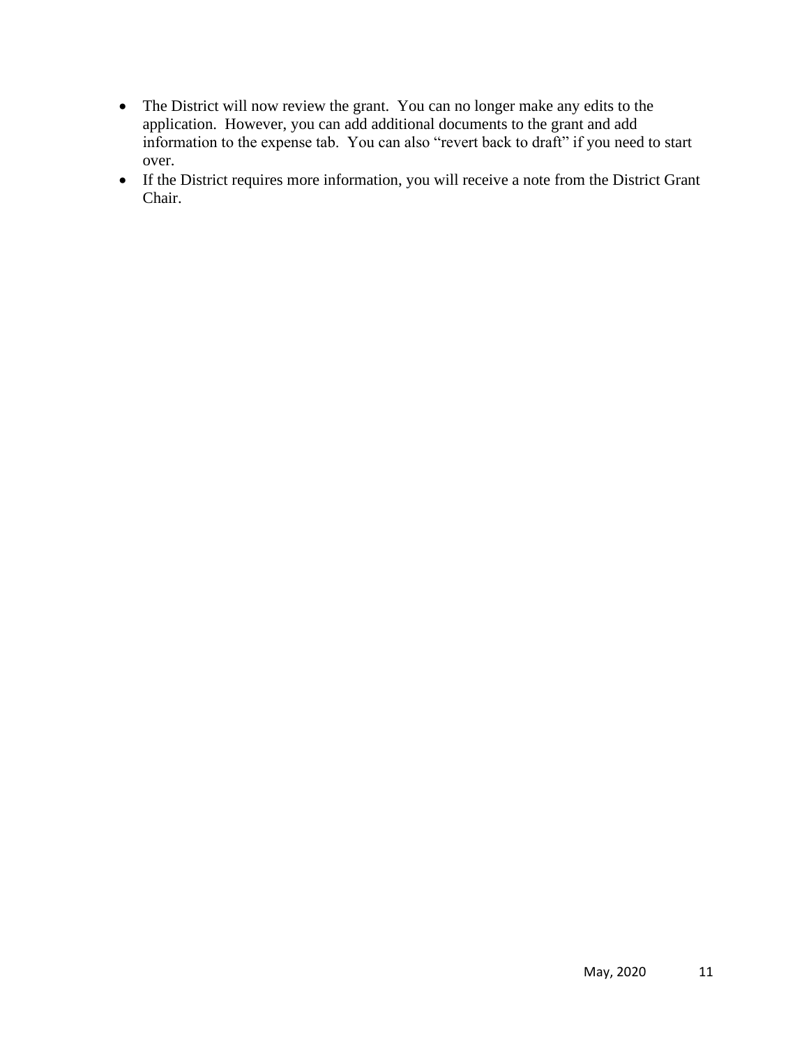- The District will now review the grant. You can no longer make any edits to the application. However, you can add additional documents to the grant and add information to the expense tab. You can also "revert back to draft" if you need to start over.
- If the District requires more information, you will receive a note from the District Grant Chair.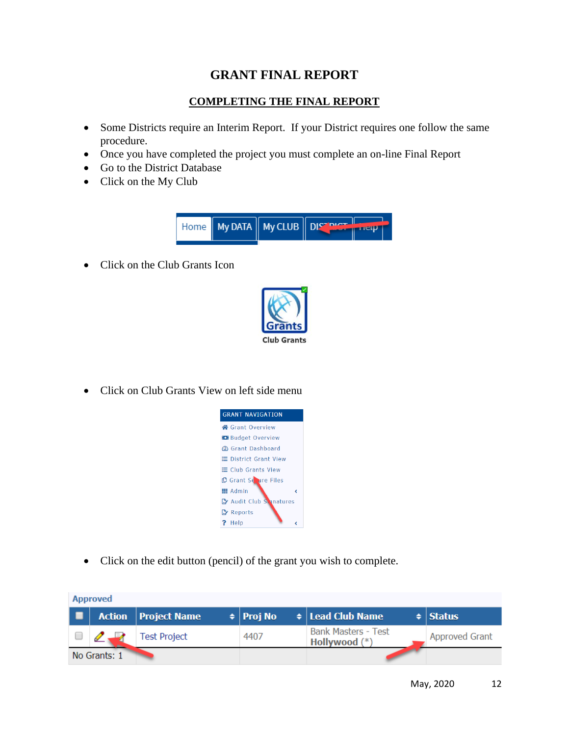# GRANT FINAL REPORT

## COMPLETING THE FINAL REPORT

- Some Districts require an Interim Report. If your District requires one follow the same procedure.
- Once you have completed the project you must complete an on-line Final Report
- Go to the District Database
- Click on the My Club

- Click on the Club Grants Icon

- Click on Club Grants View on left side menu

- Click on the edit button (pencil) of the grant you wish to complete.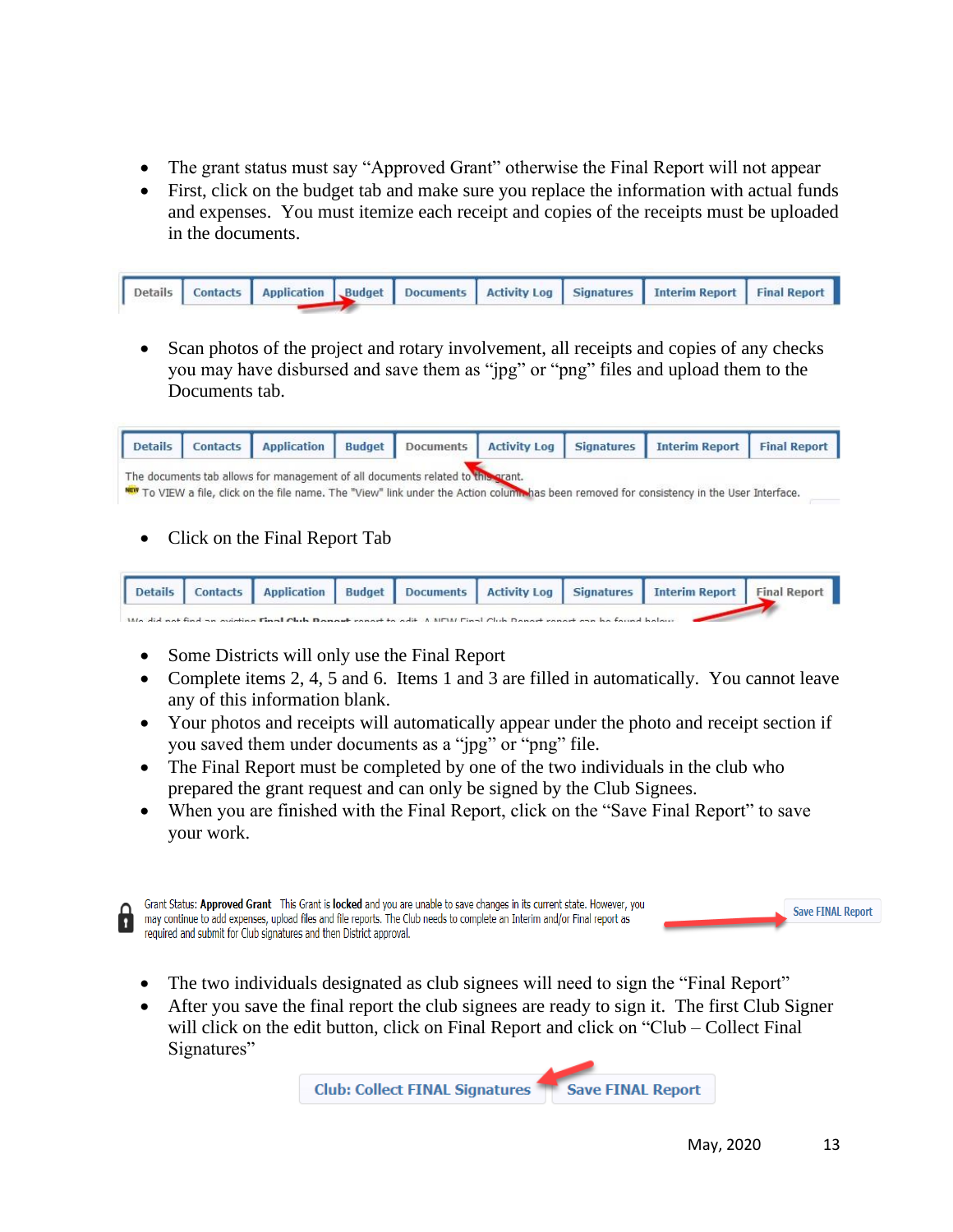- The grant status must say "Approved Grant" otherwise the Final Report will not appear
- First, click on the budget tab and make sure you replace the information with actual funds and expenses. You must itemize each receipt and copies of the receipts must be uploaded in the documents.

- Scan photos of the project and rotary involvement, all receipts and copies of any checks you may have disbursed and save them as "jpg" or "png" files and upload them to the Documents tab.

- Click on the Final Report Tab

- Some Districts will only use the Final Report
- Complete items 2, 4, 5 and 6. Items 1 and 3 are filled in automatically. You cannot leave any of this information blank.
- Your photos and receipts will automatically appear under the photo and receipt section if you saved them under documents as a "jpg" or "png" file.
- The Final Report must be completed by one of the two individuals in the club who prepared the grant request and can only be signed by the Club Signees.
- When you are finished with the Final Report, click on the "Save Final Report" to save your work.

- The two individuals designated as club signees will need to sign the "Final Report"
- After you save the final report the club signees are ready to sign it. The first Club Signer will click on the edit button, click on Final Report and click on "Club – Collect Final Signatures"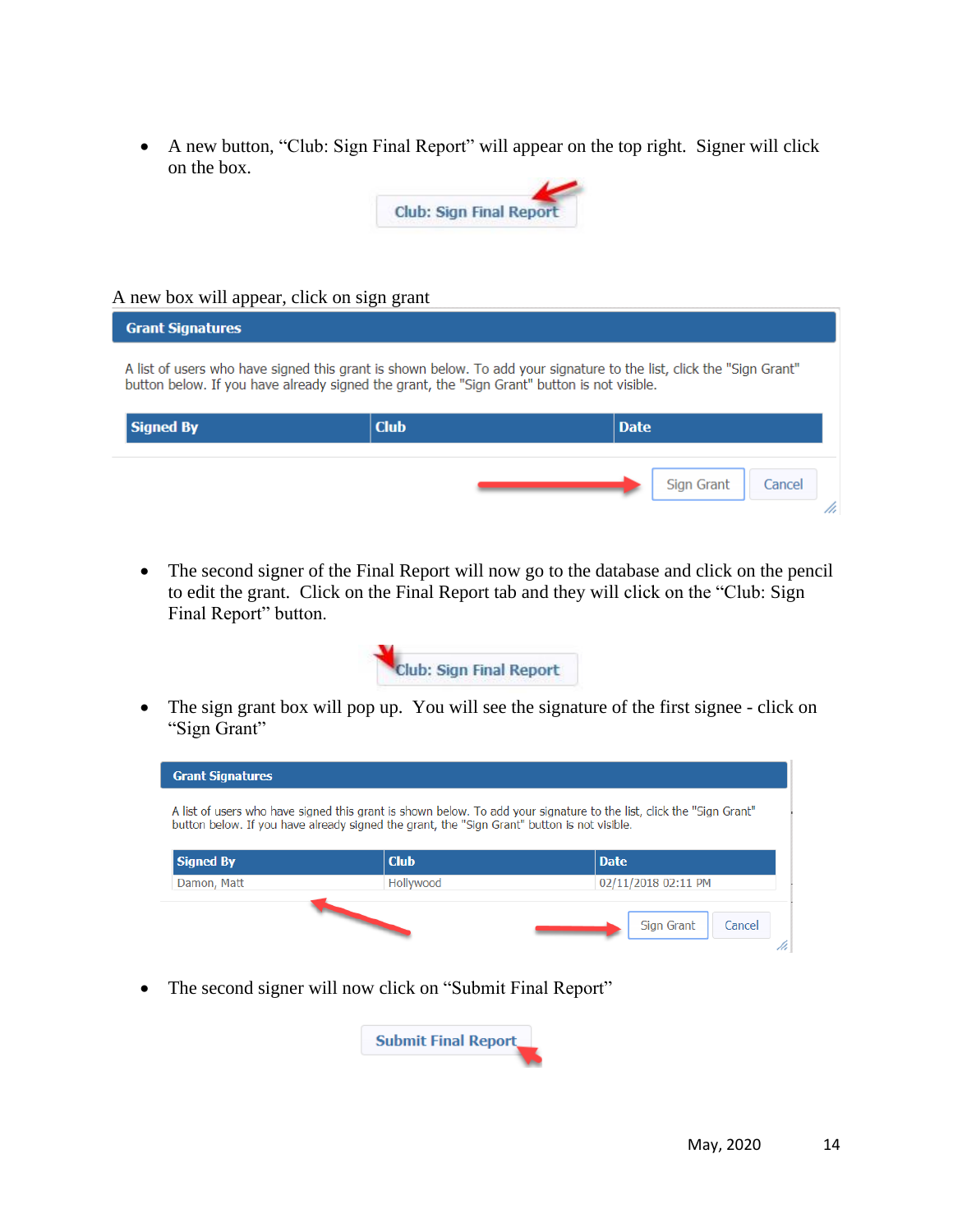- A new button, "Club: Sign Final Report" will appear on the top right. Signer will click on the box.

Club: Sign Final Report

A new box will appear, click on sign grant

**Grant Signatures**

A list of users who have signed this grant is shown below. To add your signature to the list, click the "Sign Grant" button below. If you have already signed the grant, the "Sign Grant" button is not visible.

| Signed By | Club | Date |
| --- | --- | --- |

Sign Grant | Cancel

- The second signer of the Final Report will now go to the database and click on the pencil to edit the grant. Click on the Final Report tab and they will click on the "Club: Sign Final Report" button.

Club: Sign Final Report

- The sign grant box will pop up. You will see the signature of the first signee - click on "Sign Grant"

**Grant Signatures**

A list of users who have signed this grant is shown below. To add your signature to the list, click the "Sign Grant" button below. If you have already signed the grant, the "Sign Grant" button is not visible.

| Signed By | Club | Date |
| --- | --- | --- |
| Damon, Matt | Hollywood | 02/11/2018 02:11 PM |

Sign Grant | Cancel

- The second signer will now click on "Submit Final Report"

Submit Final Report

May, 2020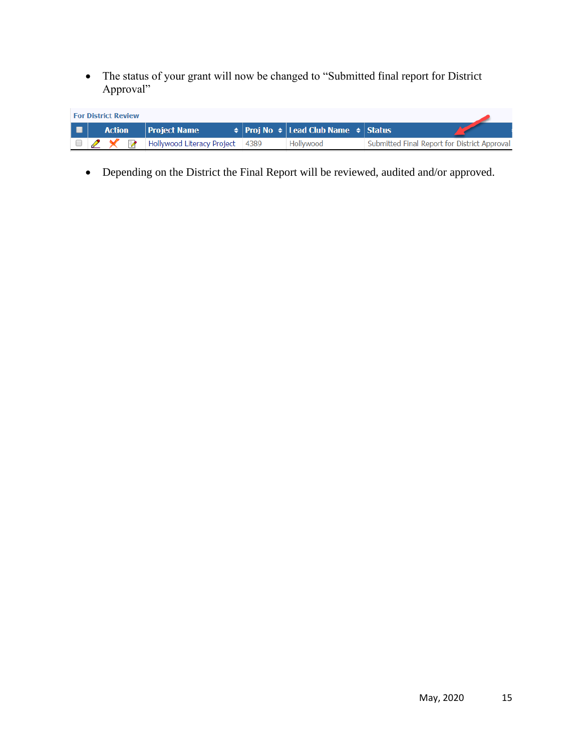- The status of your grant will now be changed to "Submitted final report for District Approval"

For District Review

| | Action | Project Name | Proj No | Lead Club Name | Status |
|---|---|---|---|---|---|
| | | Hollywood Literacy Project | 4389 | Hollywood | Submitted Final Report for District Approval |

- Depending on the District the Final Report will be reviewed, audited and/or approved.